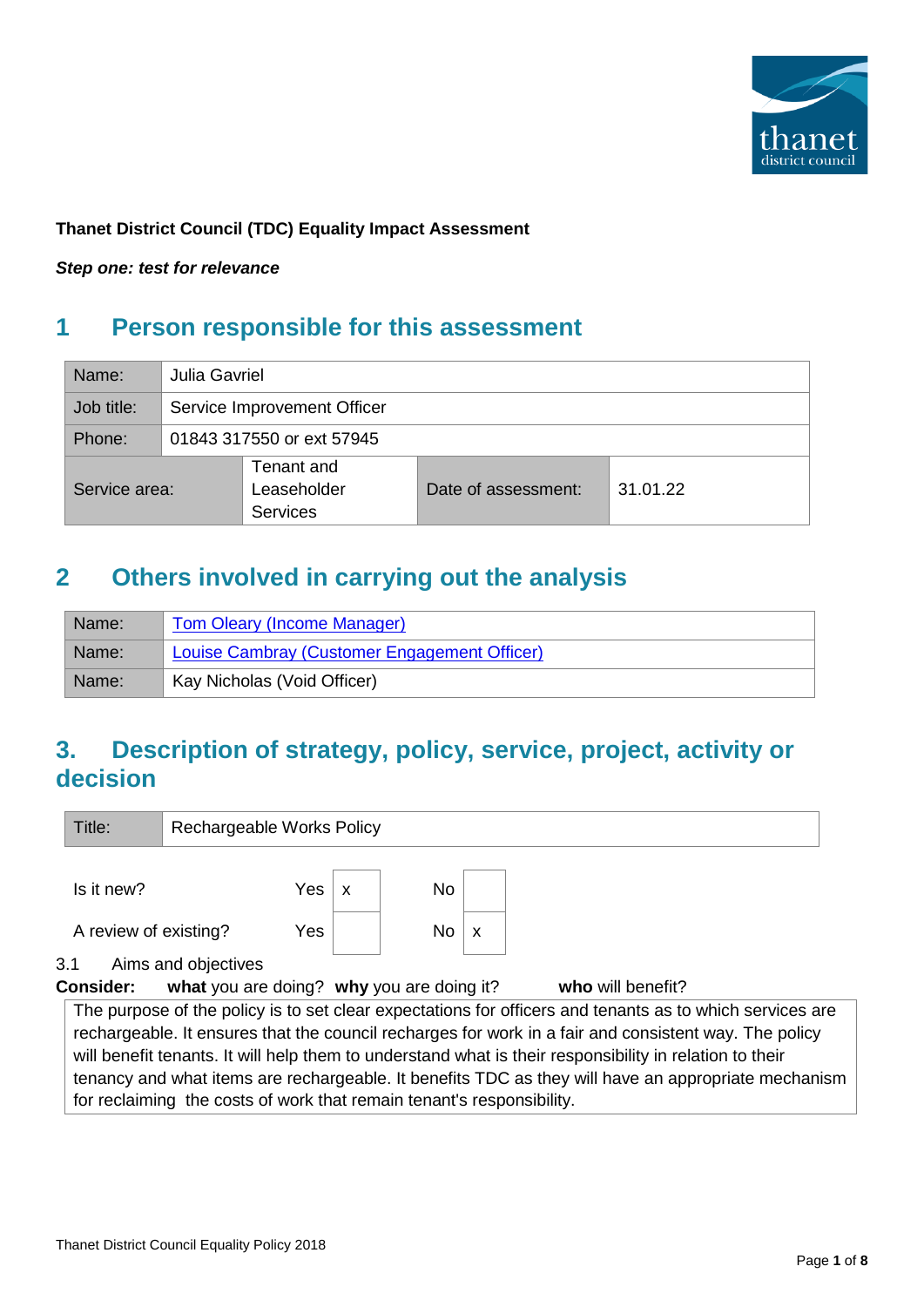**Thanet District Council (TDC) Equality Impact Assessment**

***Step one: test for relevance***

## 1 Person responsible for this assessment

| Name: | Julia Gavriel | | |
|---|---|---|---|
| Job title: | Service Improvement Officer | | |
| Phone: | 01843 317550 or ext 57945 | | |
| Service area: | Tenant and Leaseholder Services | Date of assessment: | 31.01.22 |

## 2 Others involved in carrying out the analysis

| Name: | Tom Oleary (Income Manager) |
|---|---|
| Name: | Louise Cambray (Customer Engagement Officer) |
| Name: | Kay Nicholas (Void Officer) |

## 3. Description of strategy, policy, service, project, activity or decision

| Title: | Rechargeable Works Policy |
|---|---|

| | Yes | | No | |
|---|---|---|---|---|
| Is it new? | Yes | x | No | |
| A review of existing? | Yes | | No | x |

3.1 Aims and objectives

**Consider:** **what** you are doing? **why** you are doing it? **who** will benefit?

The purpose of the policy is to set clear expectations for officers and tenants as to which services are rechargeable. It ensures that the council recharges for work in a fair and consistent way. The policy will benefit tenants. It will help them to understand what is their responsibility in relation to their tenancy and what items are rechargeable. It benefits TDC as they will have an appropriate mechanism for reclaiming the costs of work that remain tenant's responsibility.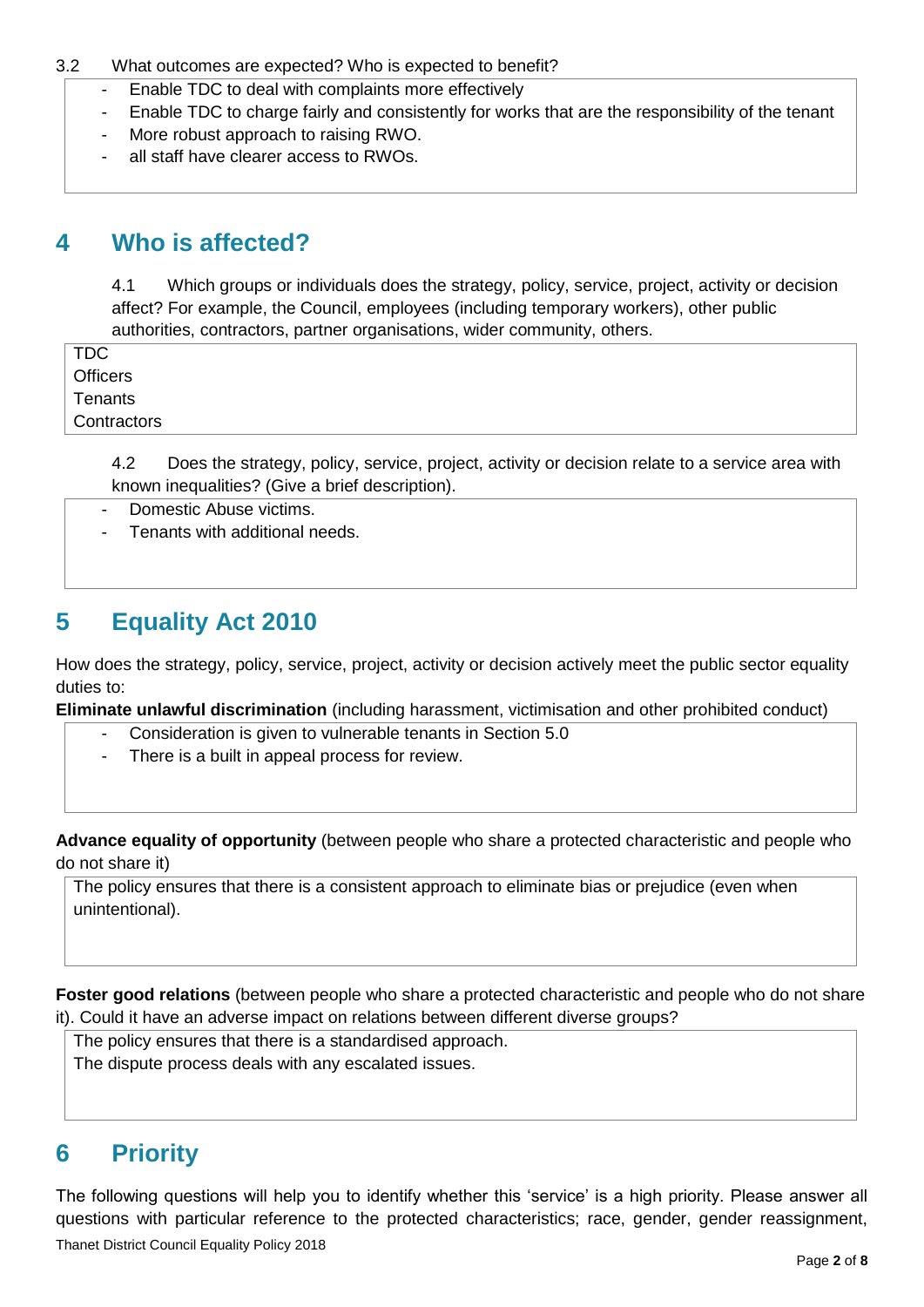3.2 What outcomes are expected? Who is expected to benefit?

- Enable TDC to deal with complaints more effectively
- Enable TDC to charge fairly and consistently for works that are the responsibility of the tenant
- More robust approach to raising RWO.
- all staff have clearer access to RWOs.

## 4 Who is affected?

4.1 Which groups or individuals does the strategy, policy, service, project, activity or decision affect? For example, the Council, employees (including temporary workers), other public authorities, contractors, partner organisations, wider community, others.

TDC
Officers
Tenants
Contractors

4.2 Does the strategy, policy, service, project, activity or decision relate to a service area with known inequalities? (Give a brief description).

- Domestic Abuse victims.
- Tenants with additional needs.

## 5 Equality Act 2010

How does the strategy, policy, service, project, activity or decision actively meet the public sector equality duties to:

**Eliminate unlawful discrimination** (including harassment, victimisation and other prohibited conduct)

- Consideration is given to vulnerable tenants in Section 5.0
- There is a built in appeal process for review.

**Advance equality of opportunity** (between people who share a protected characteristic and people who do not share it)

The policy ensures that there is a consistent approach to eliminate bias or prejudice (even when unintentional).

**Foster good relations** (between people who share a protected characteristic and people who do not share it). Could it have an adverse impact on relations between different diverse groups?

The policy ensures that there is a standardised approach.
The dispute process deals with any escalated issues.

## 6 Priority

The following questions will help you to identify whether this 'service' is a high priority. Please answer all questions with particular reference to the protected characteristics; race, gender, gender reassignment,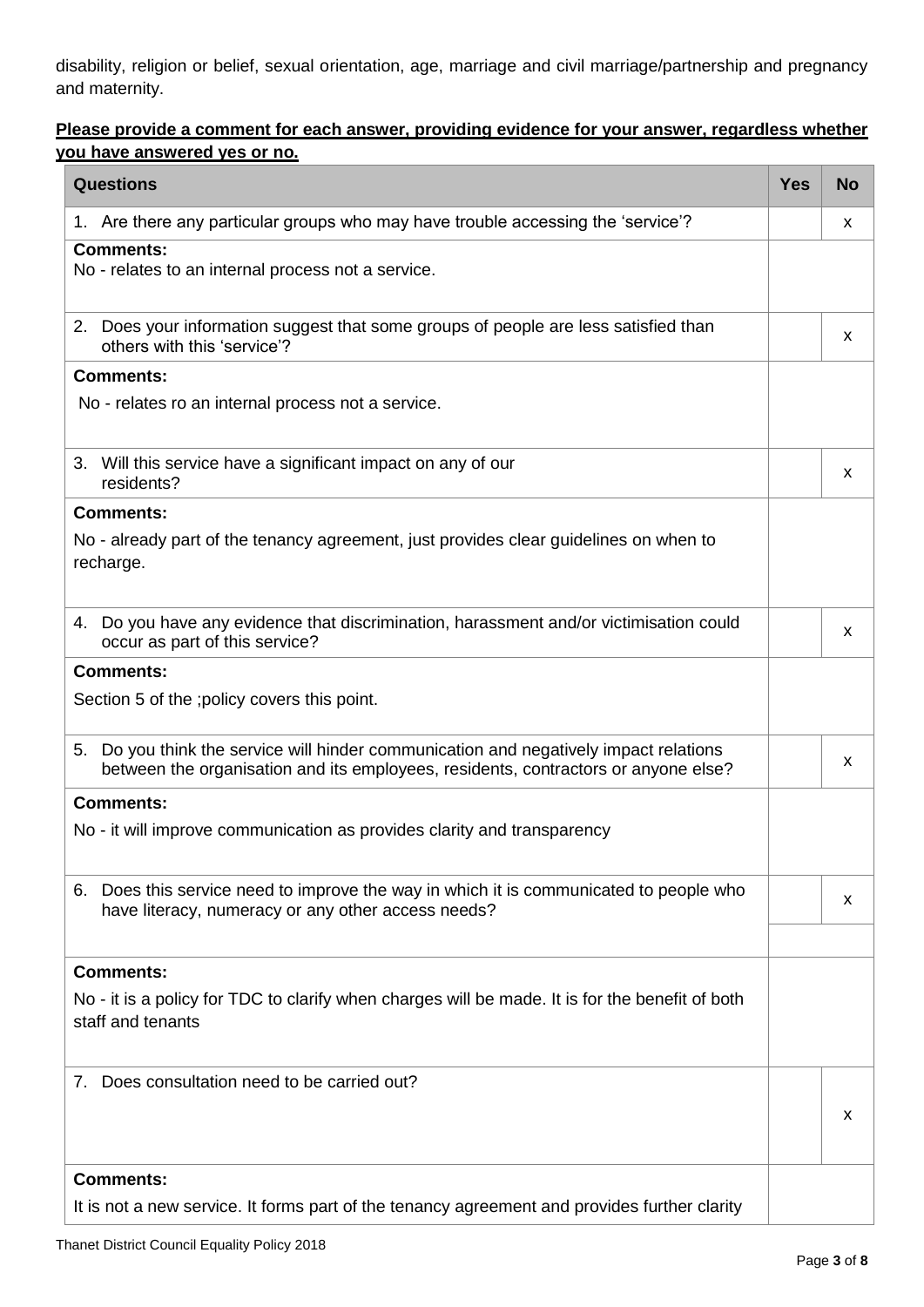disability, religion or belief, sexual orientation, age, marriage and civil marriage/partnership and pregnancy and maternity.

**Please provide a comment for each answer, providing evidence for your answer, regardless whether you have answered yes or no.**

| Questions | Yes | No |
|---|---|---|
| 1. Are there any particular groups who may have trouble accessing the 'service'? | | x |
| **Comments:** No - relates to an internal process not a service. | | |
| 2. Does your information suggest that some groups of people are less satisfied than others with this 'service'? | | x |
| **Comments:** No - relates ro an internal process not a service. | | |
| 3. Will this service have a significant impact on any of our residents? | | x |
| **Comments:** No - already part of the tenancy agreement, just provides clear guidelines on when to recharge. | | |
| 4. Do you have any evidence that discrimination, harassment and/or victimisation could occur as part of this service? | | x |
| **Comments:** Section 5 of the ;policy covers this point. | | |
| 5. Do you think the service will hinder communication and negatively impact relations between the organisation and its employees, residents, contractors or anyone else? | | x |
| **Comments:** No - it will improve communication as provides clarity and transparency | | |
| 6. Does this service need to improve the way in which it is communicated to people who have literacy, numeracy or any other access needs? | | x |
| **Comments:** No - it is a policy for TDC to clarify when charges will be made. It is for the benefit of both staff and tenants | | |
| 7. Does consultation need to be carried out? | | x |
| **Comments:** It is not a new service. It forms part of the tenancy agreement and provides further clarity | | |

Thanet District Council Equality Policy 2018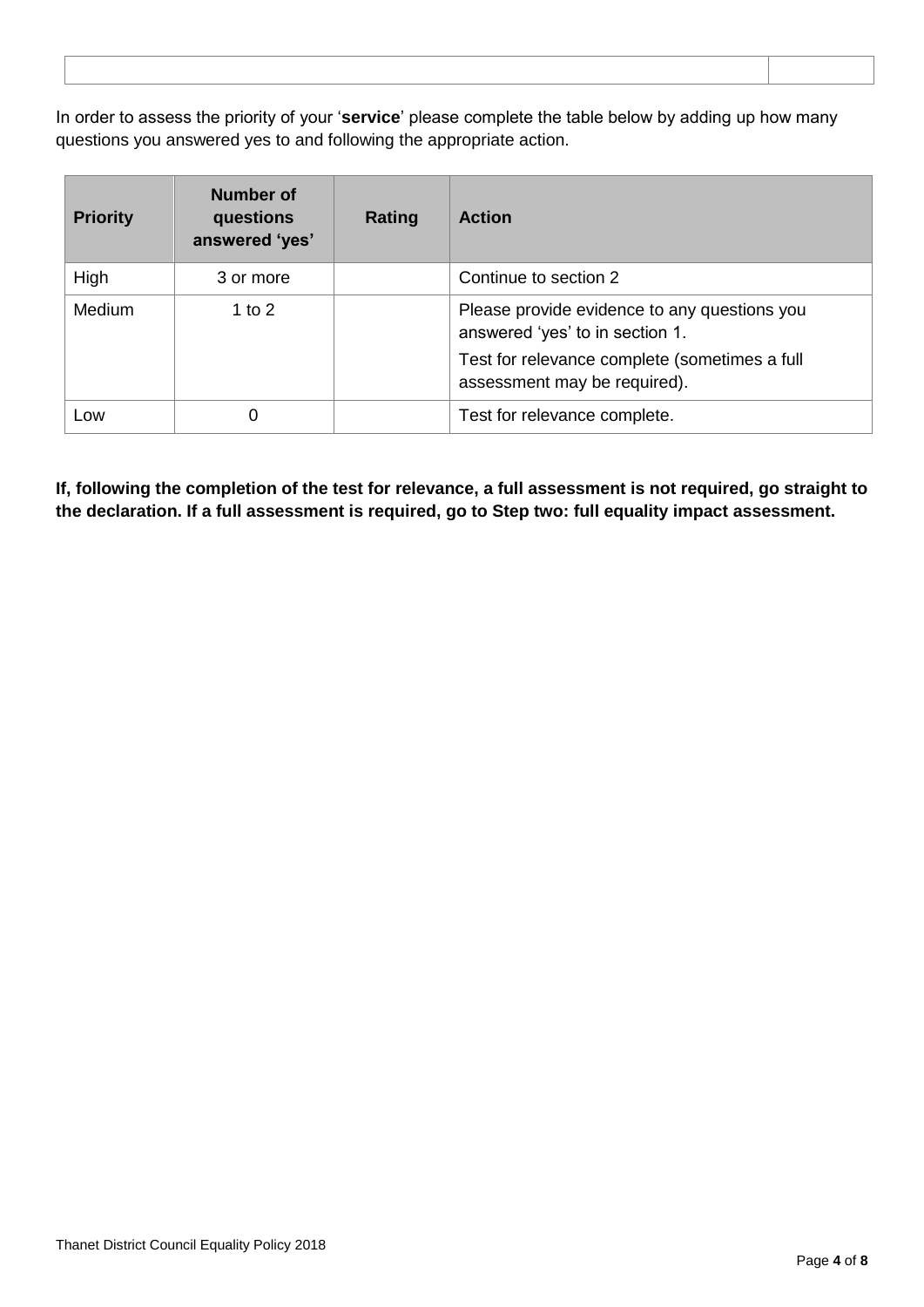| | |
|---|---|
| | |

In order to assess the priority of your '**service**' please complete the table below by adding up how many questions you answered yes to and following the appropriate action.

| Priority | Number of questions answered 'yes' | Rating | Action |
|---|---|---|---|
| High | 3 or more | | Continue to section 2 |
| Medium | 1 to 2 | | Please provide evidence to any questions you answered 'yes' to in section 1.<br>Test for relevance complete (sometimes a full assessment may be required). |
| Low | 0 | | Test for relevance complete. |

**If, following the completion of the test for relevance, a full assessment is not required, go straight to the declaration. If a full assessment is required, go to Step two: full equality impact assessment.**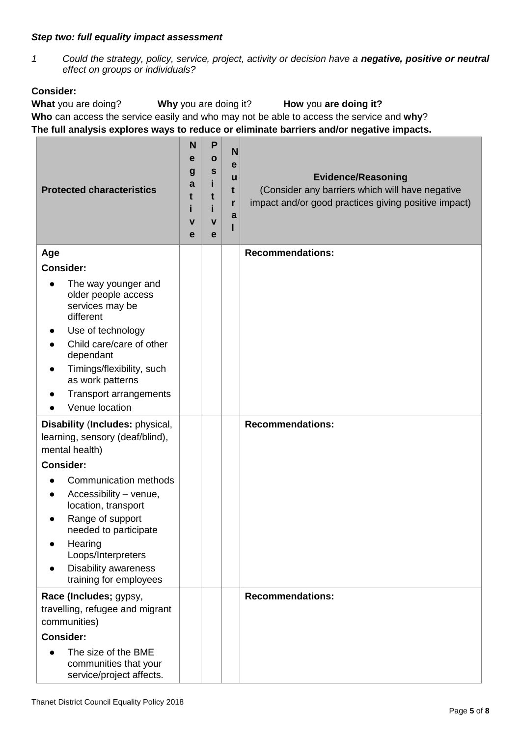***Step two: full equality impact assessment***

*1 Could the strategy, policy, service, project, activity or decision have a **negative, positive or neutral** effect on groups or individuals?*

**Consider:**

**What** you are doing? **Why** you are doing it? **How** you **are doing it?**

**Who** can access the service easily and who may not be able to access the service and **why**?

**The full analysis explores ways to reduce or eliminate barriers and/or negative impacts.**

| **Protected characteristics** | **Negative** | **Positive** | **Neutral** | **Evidence/Reasoning** (Consider any barriers which will have negative impact and/or good practices giving positive impact) |
|---|---|---|---|---|
| **Age**<br>**Consider:**<br>• The way younger and older people access services may be different<br>• Use of technology<br>• Child care/care of other dependant<br>• Timings/flexibility, such as work patterns<br>• Transport arrangements<br>• Venue location | | | | **Recommendations:** |
| **Disability** (**Includes:** physical, learning, sensory (deaf/blind), mental health)<br>**Consider:**<br>• Communication methods<br>• Accessibility – venue, location, transport<br>• Range of support needed to participate<br>• Hearing Loops/Interpreters<br>• Disability awareness training for employees | | | | **Recommendations:** |
| **Race (Includes;** gypsy, travelling, refugee and migrant communities)<br>**Consider:**<br>• The size of the BME communities that your service/project affects. | | | | **Recommendations:** |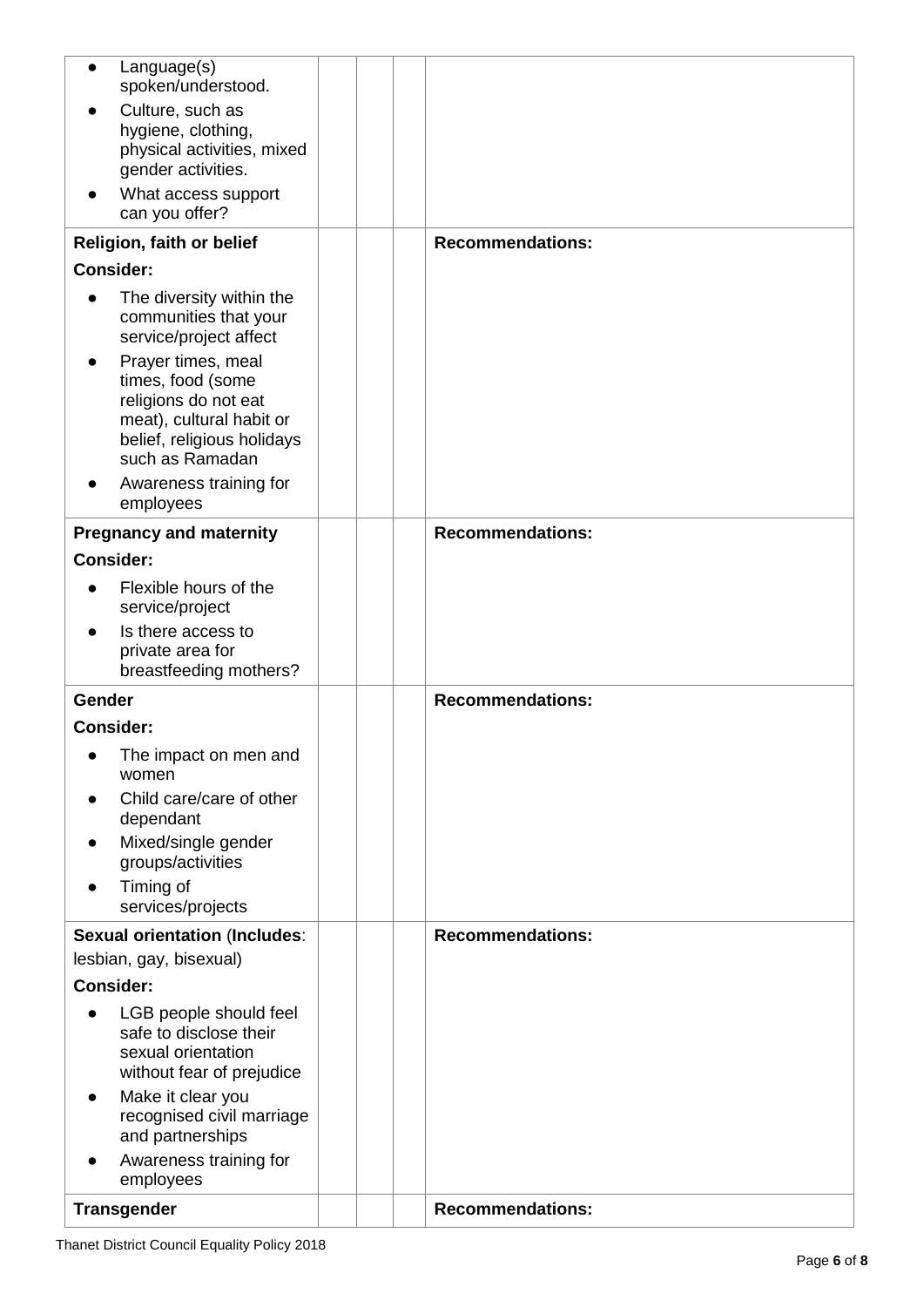| | | | | |
|---|---|---|---|---|
| <ul><li>Language(s) spoken/understood.</li><li>Culture, such as hygiene, clothing, physical activities, mixed gender activities.</li><li>What access support can you offer?</li></ul> | | | | |
| **Religion, faith or belief**<br>**Consider:**<ul><li>The diversity within the communities that your service/project affect</li><li>Prayer times, meal times, food (some religions do not eat meat), cultural habit or belief, religious holidays such as Ramadan</li><li>Awareness training for employees</li></ul> | | | | **Recommendations:** |
| **Pregnancy and maternity**<br>**Consider:**<ul><li>Flexible hours of the service/project</li><li>Is there access to private area for breastfeeding mothers?</li></ul> | | | | **Recommendations:** |
| **Gender**<br>**Consider:**<ul><li>The impact on men and women</li><li>Child care/care of other dependant</li><li>Mixed/single gender groups/activities</li><li>Timing of services/projects</li></ul> | | | | **Recommendations:** |
| **Sexual orientation** (**Includes**: lesbian, gay, bisexual)<br>**Consider:**<ul><li>LGB people should feel safe to disclose their sexual orientation without fear of prejudice</li><li>Make it clear you recognised civil marriage and partnerships</li><li>Awareness training for employees</li></ul> | | | | **Recommendations:** |
| **Transgender** | | | | **Recommendations:** |

Thanet District Council Equality Policy 2018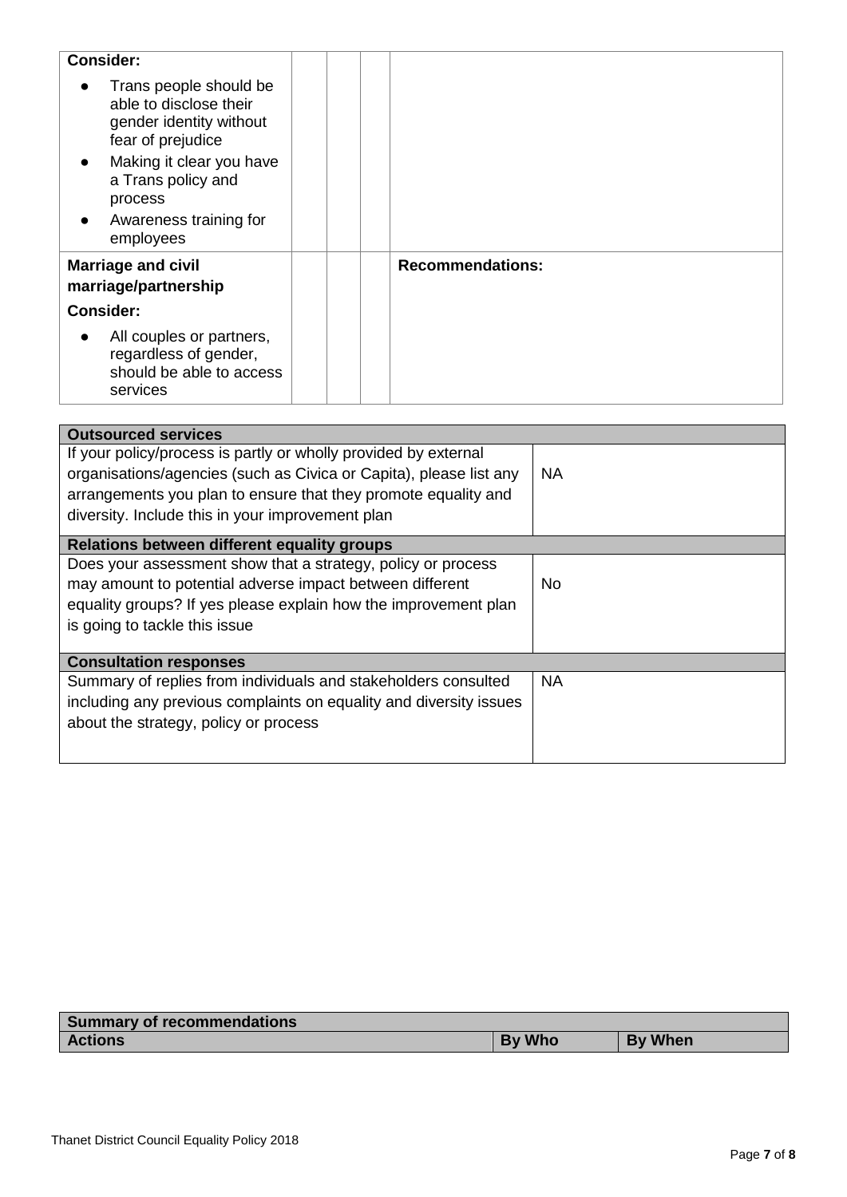| | | | | |
|---|---|---|---|---|
| **Consider:**<br>• Trans people should be able to disclose their gender identity without fear of prejudice<br>• Making it clear you have a Trans policy and process<br>• Awareness training for employees | | | | |
| **Marriage and civil marriage/partnership**<br>**Consider:**<br>• All couples or partners, regardless of gender, should be able to access services | | | | **Recommendations:** |

| **Outsourced services** | |
|---|---|
| If your policy/process is partly or wholly provided by external organisations/agencies (such as Civica or Capita), please list any arrangements you plan to ensure that they promote equality and diversity. Include this in your improvement plan | NA |
| **Relations between different equality groups** | |
| Does your assessment show that a strategy, policy or process may amount to potential adverse impact between different equality groups? If yes please explain how the improvement plan is going to tackle this issue | No |
| **Consultation responses** | |
| Summary of replies from individuals and stakeholders consulted including any previous complaints on equality and diversity issues about the strategy, policy or process | NA |

| **Summary of recommendations** | | |
|---|---|---|
| **Actions** | **By Who** | **By When** |

Thanet District Council Equality Policy 2018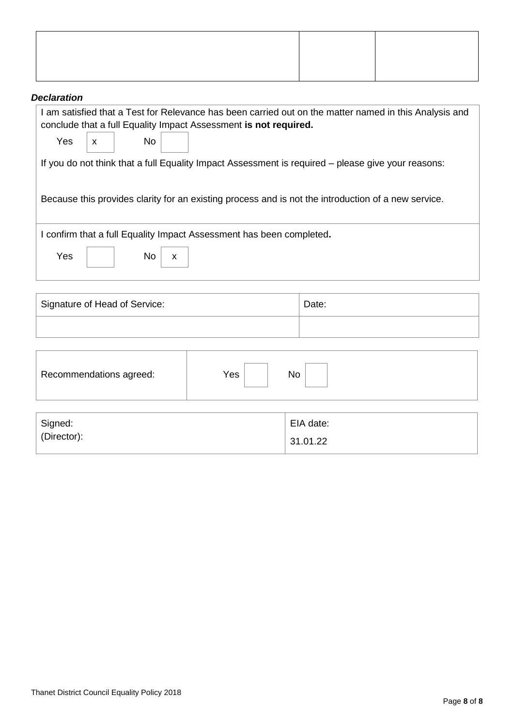| | | |
|---|---|---|
| | | |

***Declaration***

I am satisfied that a Test for Relevance has been carried out on the matter named in this Analysis and conclude that a full Equality Impact Assessment **is not required.**

Yes [x] No [ ]

If you do not think that a full Equality Impact Assessment is required – please give your reasons:

Because this provides clarity for an existing process and is not the introduction of a new service.

I confirm that a full Equality Impact Assessment has been completed**.**

Yes [ ] No [x]

| Signature of Head of Service: | Date: |
|---|---|
| | |

| | |
|---|---|
| Recommendations agreed: | Yes [ ] No [ ] |

| | |
|---|---|
| Signed: (Director): | EIA date: 31.01.22 |

Thanet District Council Equality Policy 2018